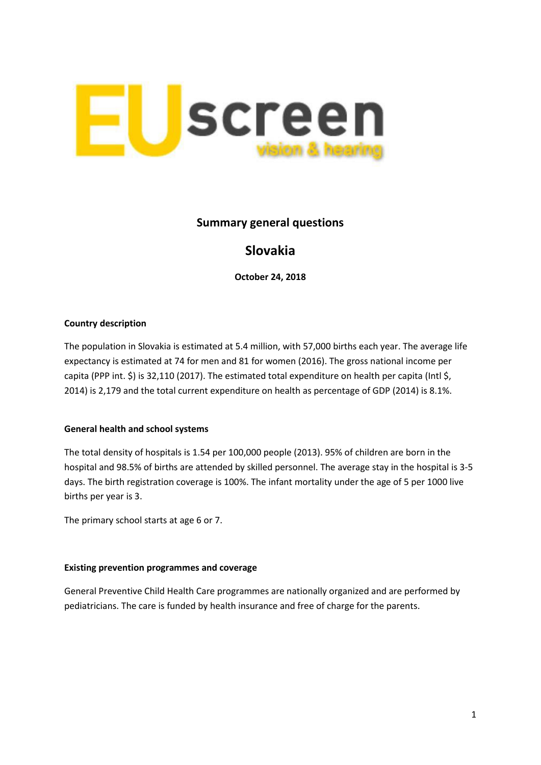EUscreen vision & hearing

# Summary general questions

# Slovakia

**October 24, 2018**

**Country description**

The population in Slovakia is estimated at 5.4 million, with 57,000 births each year. The average life expectancy is estimated at 74 for men and 81 for women (2016). The gross national income per capita (PPP int. $) is 32,110 (2017). The estimated total expenditure on health per capita (Intl $, 2014) is 2,179 and the total current expenditure on health as percentage of GDP (2014) is 8.1%.

**General health and school systems**

The total density of hospitals is 1.54 per 100,000 people (2013). 95% of children are born in the hospital and 98.5% of births are attended by skilled personnel. The average stay in the hospital is 3-5 days. The birth registration coverage is 100%. The infant mortality under the age of 5 per 1000 live births per year is 3.

The primary school starts at age 6 or 7.

**Existing prevention programmes and coverage**

General Preventive Child Health Care programmes are nationally organized and are performed by pediatricians. The care is funded by health insurance and free of charge for the parents.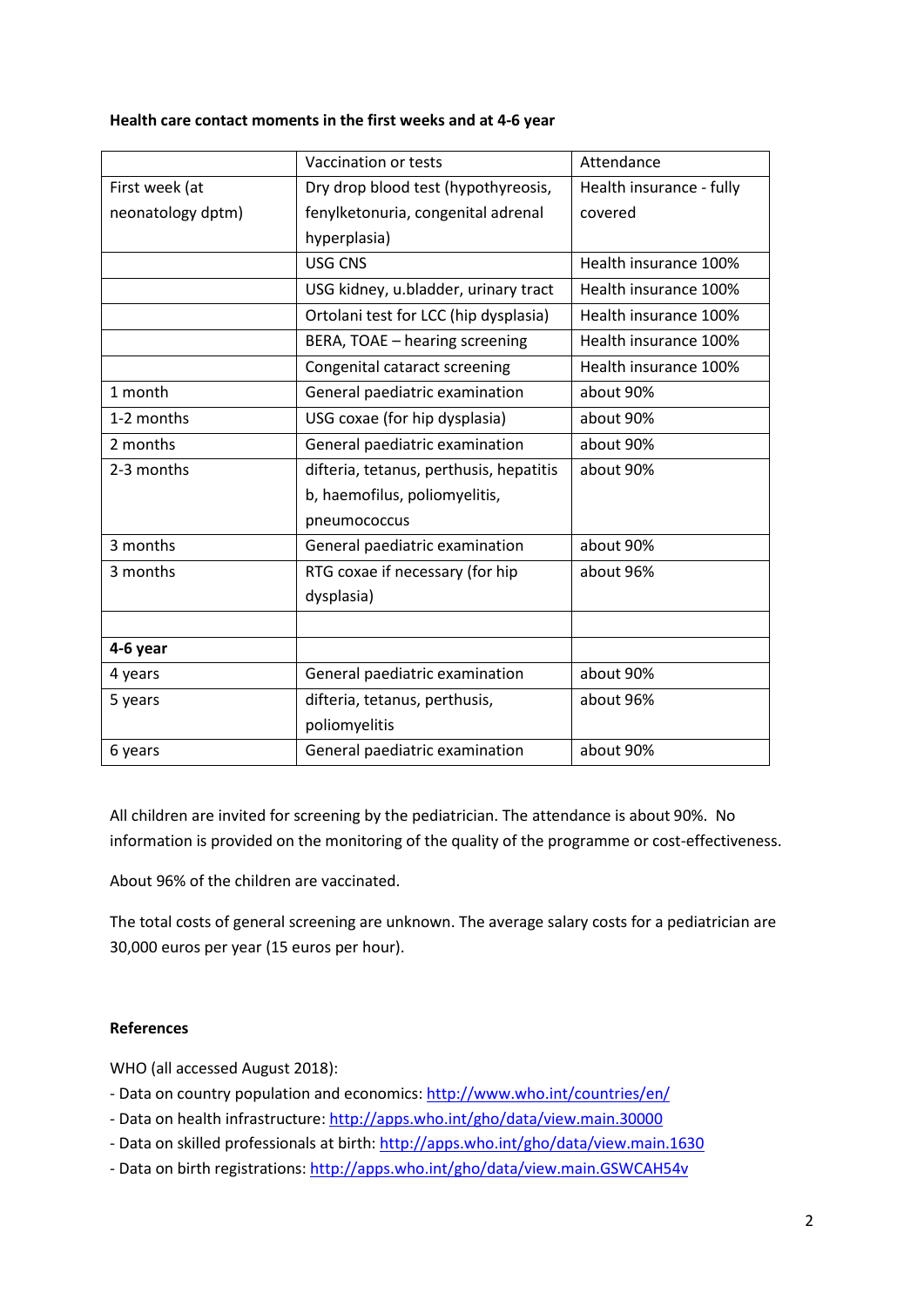**Health care contact moments in the first weeks and at 4-6 year**

| | Vaccination or tests | Attendance |
|---|---|---|
| First week (at neonatology dptm) | Dry drop blood test (hypothyreosis, fenylketonuria, congenital adrenal hyperplasia) | Health insurance - fully covered |
| | USG CNS | Health insurance 100% |
| | USG kidney, u.bladder, urinary tract | Health insurance 100% |
| | Ortolani test for LCC (hip dysplasia) | Health insurance 100% |
| | BERA, TOAE – hearing screening | Health insurance 100% |
| | Congenital cataract screening | Health insurance 100% |
| 1 month | General paediatric examination | about 90% |
| 1-2 months | USG coxae (for hip dysplasia) | about 90% |
| 2 months | General paediatric examination | about 90% |
| 2-3 months | difteria, tetanus, perthusis, hepatitis b, haemofilus, poliomyelitis, pneumococcus | about 90% |
| 3 months | General paediatric examination | about 90% |
| 3 months | RTG coxae if necessary (for hip dysplasia) | about 96% |
| | | |
| **4-6 year** | | |
| 4 years | General paediatric examination | about 90% |
| 5 years | difteria, tetanus, perthusis, poliomyelitis | about 96% |
| 6 years | General paediatric examination | about 90% |

All children are invited for screening by the pediatrician. The attendance is about 90%. No information is provided on the monitoring of the quality of the programme or cost-effectiveness.

About 96% of the children are vaccinated.

The total costs of general screening are unknown. The average salary costs for a pediatrician are 30,000 euros per year (15 euros per hour).

**References**

WHO (all accessed August 2018):

- Data on country population and economics: http://www.who.int/countries/en/
- Data on health infrastructure: http://apps.who.int/gho/data/view.main.30000
- Data on skilled professionals at birth: http://apps.who.int/gho/data/view.main.1630
- Data on birth registrations: http://apps.who.int/gho/data/view.main.GSWCAH54v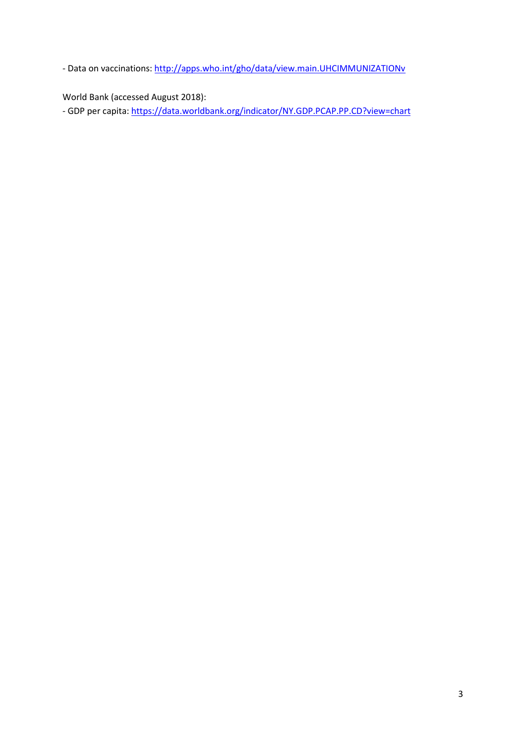- Data on vaccinations: [http://apps.who.int/gho/data/view.main.UHCIMMUNIZATIONv](http://apps.who.int/gho/data/view.main.UHCIMMUNIZATIONv)

World Bank (accessed August 2018):

- GDP per capita: [https://data.worldbank.org/indicator/NY.GDP.PCAP.PP.CD?view=chart](https://data.worldbank.org/indicator/NY.GDP.PCAP.PP.CD?view=chart)